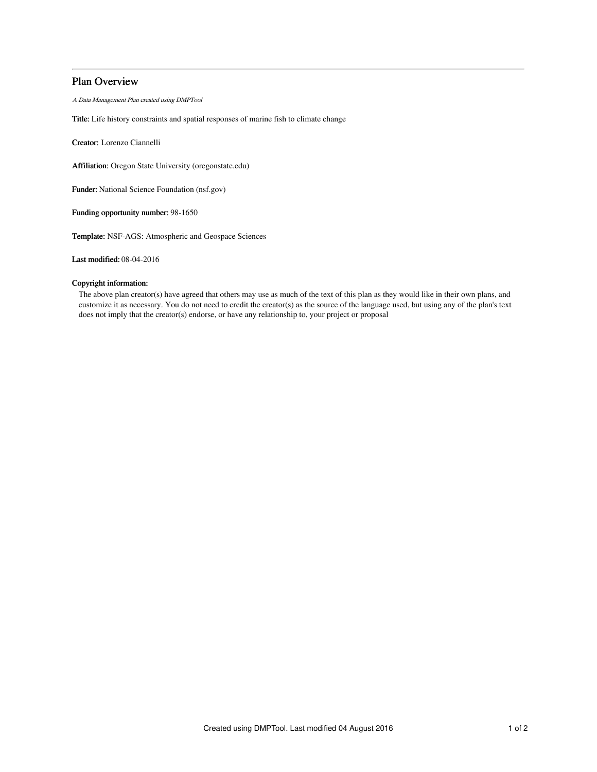# Plan Overview

*A Data Management Plan created using DMPTool*

**Title:** Life history constraints and spatial responses of marine fish to climate change

**Creator:** Lorenzo Ciannelli

**Affiliation:** Oregon State University (oregonstate.edu)

**Funder:** National Science Foundation (nsf.gov)

**Funding opportunity number:** 98-1650

**Template:** NSF-AGS: Atmospheric and Geospace Sciences

**Last modified:** 08-04-2016

**Copyright information:**

The above plan creator(s) have agreed that others may use as much of the text of this plan as they would like in their own plans, and customize it as necessary. You do not need to credit the creator(s) as the source of the language used, but using any of the plan's text does not imply that the creator(s) endorse, or have any relationship to, your project or proposal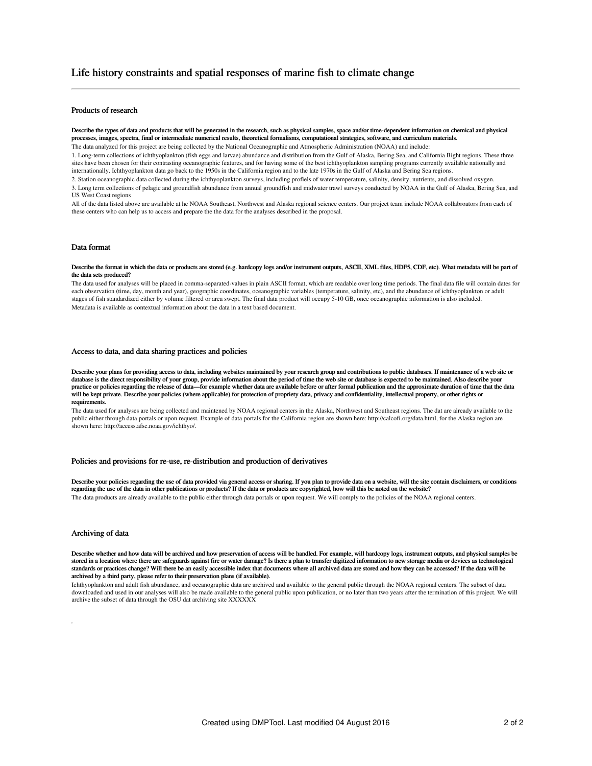# Life history constraints and spatial responses of marine fish to climate change

## Products of research

**Describe the types of data and products that will be generated in the research, such as physical samples, space and/or time-dependent information on chemical and physical processes, images, spectra, final or intermediate numerical results, theoretical formalisms, computational strategies, software, and curriculum materials.**

The data analyzed for this project are being collected by the National Oceanographic and Atmospheric Administration (NOAA) and include:

1. Long-term collections of ichthyoplankton (fish eggs and larvae) abundance and distribution from the Gulf of Alaska, Bering Sea, and California Bight regions. These three sites have been chosen for their contrasting oceanographic features, and for having some of the best ichthyoplankton sampling programs currently available nationally and internationally. Ichthyoplankton data go back to the 1950s in the California region and to the late 1970s in the Gulf of Alaska and Bering Sea regions.
2. Station oceanographic data collected during the ichthyoplankton surveys, including profiels of water temperature, salinity, density, nutrients, and dissolved oxygen.
3. Long term collections of pelagic and groundfish abundance from annual groundfish and midwater trawl surveys conducted by NOAA in the Gulf of Alaska, Bering Sea, and US West Coast regions

All of the data listed above are available at he NOAA Southeast, Northwest and Alaska regional science centers. Our project team include NOAA collabroators from each of these centers who can help us to access and prepare the the data for the analyses described in the proposal.

## Data format

**Describe the format in which the data or products are stored (e.g. hardcopy logs and/or instrument outputs, ASCII, XML files, HDF5, CDF, etc). What metadata will be part of the data sets produced?**

The data used for analyses will be placed in comma-separated-values in plain ASCII format, which are readable over long time periods. The final data file will contain dates for each observation (time, day, month and year), geographic coordinates, oceanographic variables (temperature, salinity, etc), and the abundance of ichthyoplankton or adult stages of fish standardized either by volume filtered or area swept. The final data product will occupy 5-10 GB, once oceanographic information is also included.

Metadata is available as contextual information about the data in a text based document.

## Access to data, and data sharing practices and policies

**Describe your plans for providing access to data, including websites maintained by your research group and contributions to public databases. If maintenance of a web site or database is the direct responsibility of your group, provide information about the period of time the web site or database is expected to be maintained. Also describe your practice or policies regarding the release of data—for example whether data are available before or after formal publication and the approximate duration of time that the data will be kept private. Describe your policies (where applicable) for protection of propriety data, privacy and confidentiality, intellectual property, or other rights or requirements.**

The data used for analyses are being collected and maintened by NOAA regional centers in the Alaska, Northwest and Southeast regions. The dat are already available to the public either through data portals or upon request. Example of data portals for the California region are shown here: http://calcofi.org/data.html, for the Alaska region are shown here: http://access.afsc.noaa.gov/ichthyo/.

## Policies and provisions for re-use, re-distribution and production of derivatives

**Describe your policies regarding the use of data provided via general access or sharing. If you plan to provide data on a website, will the site contain disclaimers, or conditions regarding the use of the data in other publications or products? If the data or products are copyrighted, how will this be noted on the website?**

The data products are already available to the public either through data portals or upon request. We will comply to the policies of the NOAA regional centers.

## Archiving of data

**Describe whether and how data will be archived and how preservation of access will be handled. For example, will hardcopy logs, instrument outputs, and physical samples be stored in a location where there are safeguards against fire or water damage? Is there a plan to transfer digitized information to new storage media or devices as technological standards or practices change? Will there be an easily accessible index that documents where all archived data are stored and how they can be accessed? If the data will be archived by a third party, please refer to their preservation plans (if available).**

Ichthyoplankton and adult fish abundance, and oceanographic data are archived and available to the general public through the NOAA regional centers. The subset of data downloaded and used in our analyses will also be made available to the general public upon publication, or no later than two years after the termination of this project. We will archive the subset of data through the OSU dat archiving site XXXXXX